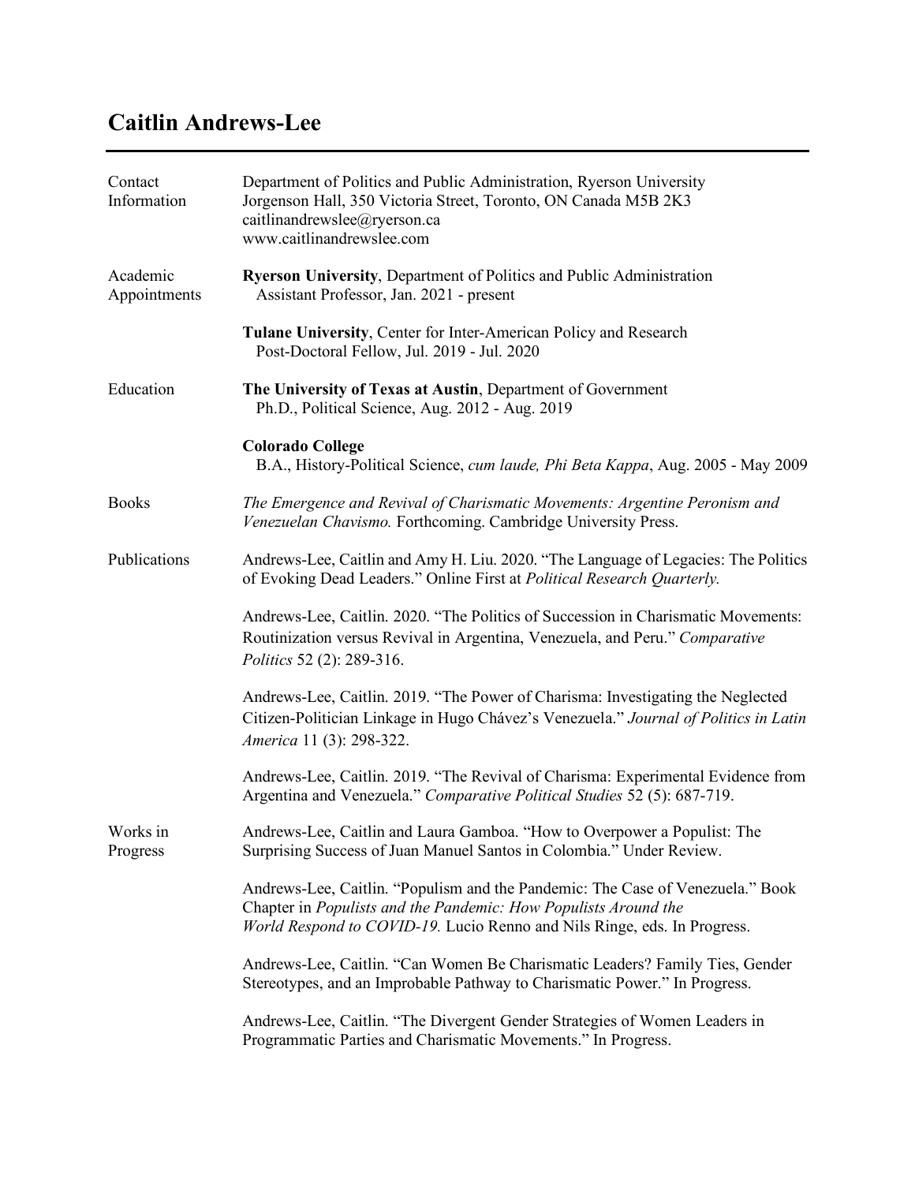# Caitlin Andrews-Lee

## Contact Information

Department of Politics and Public Administration, Ryerson University
Jorgenson Hall, 350 Victoria Street, Toronto, ON Canada M5B 2K3
caitlinandrewslee@ryerson.ca
www.caitlinandrewslee.com

## Academic Appointments

**Ryerson University**, Department of Politics and Public Administration
Assistant Professor, Jan. 2021 - present

**Tulane University**, Center for Inter-American Policy and Research
Post-Doctoral Fellow, Jul. 2019 - Jul. 2020

## Education

**The University of Texas at Austin**, Department of Government
Ph.D., Political Science, Aug. 2012 - Aug. 2019

**Colorado College**
B.A., History-Political Science, *cum laude, Phi Beta Kappa*, Aug. 2005 - May 2009

## Books

*The Emergence and Revival of Charismatic Movements: Argentine Peronism and Venezuelan Chavismo.* Forthcoming. Cambridge University Press.

## Publications

Andrews-Lee, Caitlin and Amy H. Liu. 2020. "The Language of Legacies: The Politics of Evoking Dead Leaders." Online First at *Political Research Quarterly.*

Andrews-Lee, Caitlin. 2020. "The Politics of Succession in Charismatic Movements: Routinization versus Revival in Argentina, Venezuela, and Peru." *Comparative Politics* 52 (2): 289-316.

Andrews-Lee, Caitlin. 2019. "The Power of Charisma: Investigating the Neglected Citizen-Politician Linkage in Hugo Chávez's Venezuela." *Journal of Politics in Latin America* 11 (3): 298-322.

Andrews-Lee, Caitlin. 2019. "The Revival of Charisma: Experimental Evidence from Argentina and Venezuela." *Comparative Political Studies* 52 (5): 687-719.

## Works in Progress

Andrews-Lee, Caitlin and Laura Gamboa. "How to Overpower a Populist: The Surprising Success of Juan Manuel Santos in Colombia." Under Review.

Andrews-Lee, Caitlin. "Populism and the Pandemic: The Case of Venezuela." Book Chapter in *Populists and the Pandemic: How Populists Around the World Respond to COVID-19.* Lucio Renno and Nils Ringe, eds. In Progress.

Andrews-Lee, Caitlin. "Can Women Be Charismatic Leaders? Family Ties, Gender Stereotypes, and an Improbable Pathway to Charismatic Power." In Progress.

Andrews-Lee, Caitlin. "The Divergent Gender Strategies of Women Leaders in Programmatic Parties and Charismatic Movements." In Progress.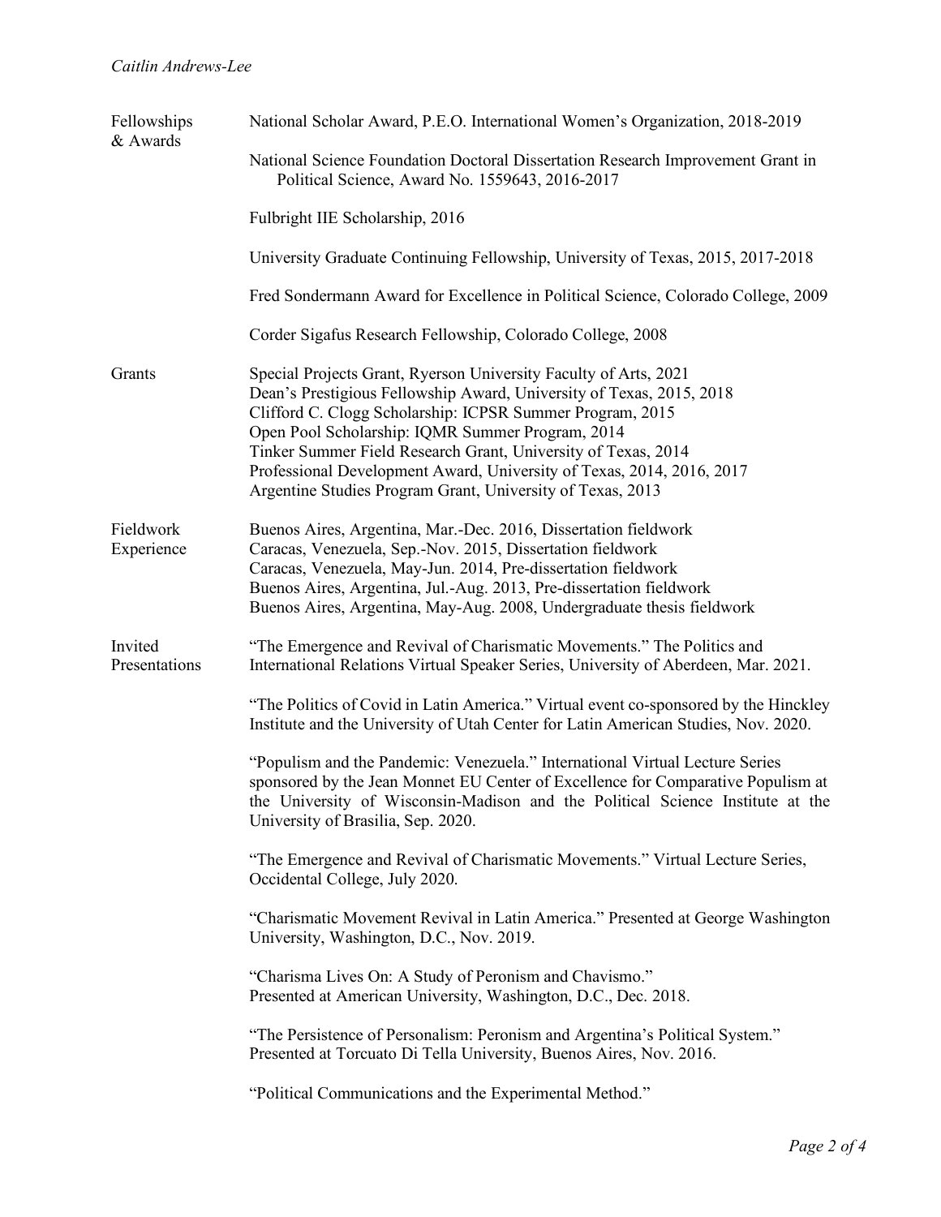## Fellowships & Awards

National Scholar Award, P.E.O. International Women's Organization, 2018-2019

National Science Foundation Doctoral Dissertation Research Improvement Grant in Political Science, Award No. 1559643, 2016-2017

Fulbright IIE Scholarship, 2016

University Graduate Continuing Fellowship, University of Texas, 2015, 2017-2018

Fred Sondermann Award for Excellence in Political Science, Colorado College, 2009

Corder Sigafus Research Fellowship, Colorado College, 2008

## Grants

Special Projects Grant, Ryerson University Faculty of Arts, 2021
Dean's Prestigious Fellowship Award, University of Texas, 2015, 2018
Clifford C. Clogg Scholarship: ICPSR Summer Program, 2015
Open Pool Scholarship: IQMR Summer Program, 2014
Tinker Summer Field Research Grant, University of Texas, 2014
Professional Development Award, University of Texas, 2014, 2016, 2017
Argentine Studies Program Grant, University of Texas, 2013

## Fieldwork Experience

Buenos Aires, Argentina, Mar.-Dec. 2016, Dissertation fieldwork
Caracas, Venezuela, Sep.-Nov. 2015, Dissertation fieldwork
Caracas, Venezuela, May-Jun. 2014, Pre-dissertation fieldwork
Buenos Aires, Argentina, Jul.-Aug. 2013, Pre-dissertation fieldwork
Buenos Aires, Argentina, May-Aug. 2008, Undergraduate thesis fieldwork

## Invited Presentations

"The Emergence and Revival of Charismatic Movements." The Politics and International Relations Virtual Speaker Series, University of Aberdeen, Mar. 2021.

"The Politics of Covid in Latin America." Virtual event co-sponsored by the Hinckley Institute and the University of Utah Center for Latin American Studies, Nov. 2020.

"Populism and the Pandemic: Venezuela." International Virtual Lecture Series sponsored by the Jean Monnet EU Center of Excellence for Comparative Populism at the University of Wisconsin-Madison and the Political Science Institute at the University of Brasilia, Sep. 2020.

"The Emergence and Revival of Charismatic Movements." Virtual Lecture Series, Occidental College, July 2020.

"Charismatic Movement Revival in Latin America." Presented at George Washington University, Washington, D.C., Nov. 2019.

"Charisma Lives On: A Study of Peronism and Chavismo."
Presented at American University, Washington, D.C., Dec. 2018.

"The Persistence of Personalism: Peronism and Argentina's Political System."
Presented at Torcuato Di Tella University, Buenos Aires, Nov. 2016.

"Political Communications and the Experimental Method."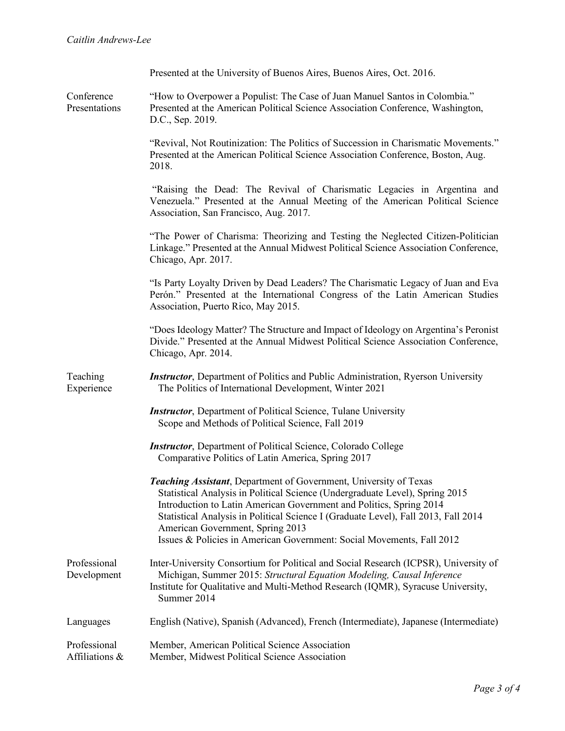Presented at the University of Buenos Aires, Buenos Aires, Oct. 2016.

## Conference Presentations

"How to Overpower a Populist: The Case of Juan Manuel Santos in Colombia." Presented at the American Political Science Association Conference, Washington, D.C., Sep. 2019.

"Revival, Not Routinization: The Politics of Succession in Charismatic Movements." Presented at the American Political Science Association Conference, Boston, Aug. 2018.

"Raising the Dead: The Revival of Charismatic Legacies in Argentina and Venezuela." Presented at the Annual Meeting of the American Political Science Association, San Francisco, Aug. 2017.

"The Power of Charisma: Theorizing and Testing the Neglected Citizen-Politician Linkage." Presented at the Annual Midwest Political Science Association Conference, Chicago, Apr. 2017.

"Is Party Loyalty Driven by Dead Leaders? The Charismatic Legacy of Juan and Eva Perón." Presented at the International Congress of the Latin American Studies Association, Puerto Rico, May 2015.

"Does Ideology Matter? The Structure and Impact of Ideology on Argentina's Peronist Divide." Presented at the Annual Midwest Political Science Association Conference, Chicago, Apr. 2014.

## Teaching Experience

***Instructor***, Department of Politics and Public Administration, Ryerson University
The Politics of International Development, Winter 2021

***Instructor***, Department of Political Science, Tulane University
Scope and Methods of Political Science, Fall 2019

***Instructor***, Department of Political Science, Colorado College
Comparative Politics of Latin America, Spring 2017

***Teaching Assistant***, Department of Government, University of Texas
Statistical Analysis in Political Science (Undergraduate Level), Spring 2015
Introduction to Latin American Government and Politics, Spring 2014
Statistical Analysis in Political Science I (Graduate Level), Fall 2013, Fall 2014
American Government, Spring 2013
Issues & Policies in American Government: Social Movements, Fall 2012

## Professional Development

Inter-University Consortium for Political and Social Research (ICPSR), University of Michigan, Summer 2015: *Structural Equation Modeling, Causal Inference*
Institute for Qualitative and Multi-Method Research (IQMR), Syracuse University, Summer 2014

## Languages

English (Native), Spanish (Advanced), French (Intermediate), Japanese (Intermediate)

## Professional Affiliations &

Member, American Political Science Association
Member, Midwest Political Science Association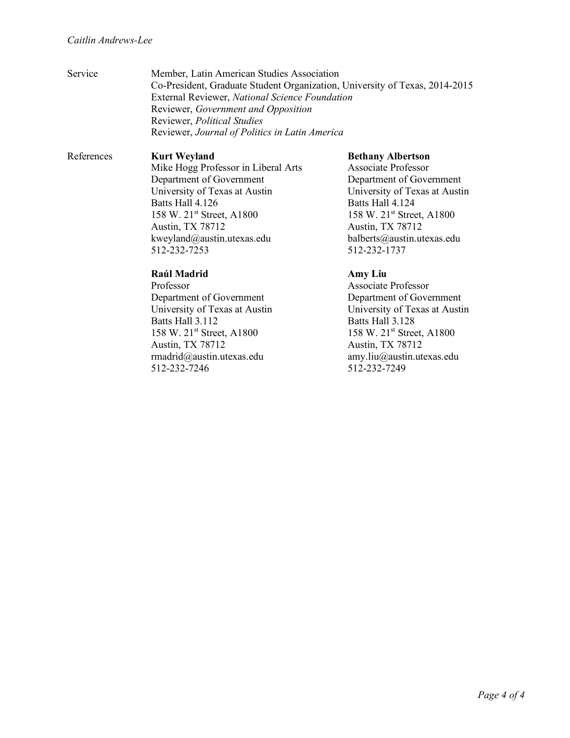**Service**

Member, Latin American Studies Association
Co-President, Graduate Student Organization, University of Texas, 2014-2015
External Reviewer, *National Science Foundation*
Reviewer, *Government and Opposition*
Reviewer, *Political Studies*
Reviewer, *Journal of Politics in Latin America*

**References**

**Kurt Weyland**
Mike Hogg Professor in Liberal Arts
Department of Government
University of Texas at Austin
Batts Hall 4.126
158 W. 21st Street, A1800
Austin, TX 78712
kweyland@austin.utexas.edu
512-232-7253

**Bethany Albertson**
Associate Professor
Department of Government
University of Texas at Austin
Batts Hall 4.124
158 W. 21st Street, A1800
Austin, TX 78712
balberts@austin.utexas.edu
512-232-1737

**Raúl Madrid**
Professor
Department of Government
University of Texas at Austin
Batts Hall 3.112
158 W. 21st Street, A1800
Austin, TX 78712
rmadrid@austin.utexas.edu
512-232-7246

**Amy Liu**
Associate Professor
Department of Government
University of Texas at Austin
Batts Hall 3.128
158 W. 21st Street, A1800
Austin, TX 78712
amy.liu@austin.utexas.edu
512-232-7249